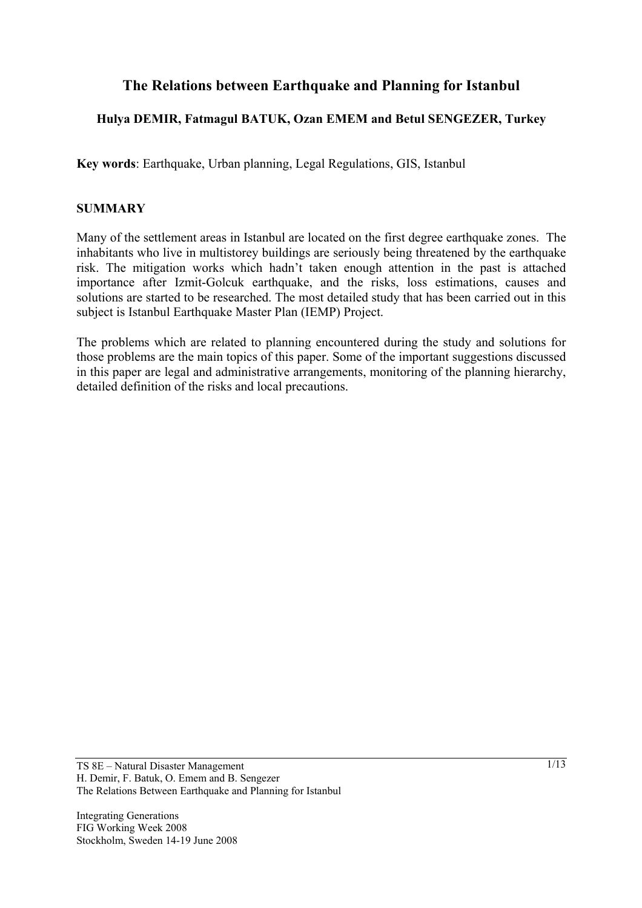# The Relations between Earthquake and Planning for Istanbul

**Hulya DEMIR, Fatmagul BATUK, Ozan EMEM and Betul SENGEZER, Turkey**

**Key words**: Earthquake, Urban planning, Legal Regulations, GIS, Istanbul

## SUMMARY

Many of the settlement areas in Istanbul are located on the first degree earthquake zones. The inhabitants who live in multistorey buildings are seriously being threatened by the earthquake risk. The mitigation works which hadn't taken enough attention in the past is attached importance after Izmit-Golcuk earthquake, and the risks, loss estimations, causes and solutions are started to be researched. The most detailed study that has been carried out in this subject is Istanbul Earthquake Master Plan (IEMP) Project.

The problems which are related to planning encountered during the study and solutions for those problems are the main topics of this paper. Some of the important suggestions discussed in this paper are legal and administrative arrangements, monitoring of the planning hierarchy, detailed definition of the risks and local precautions.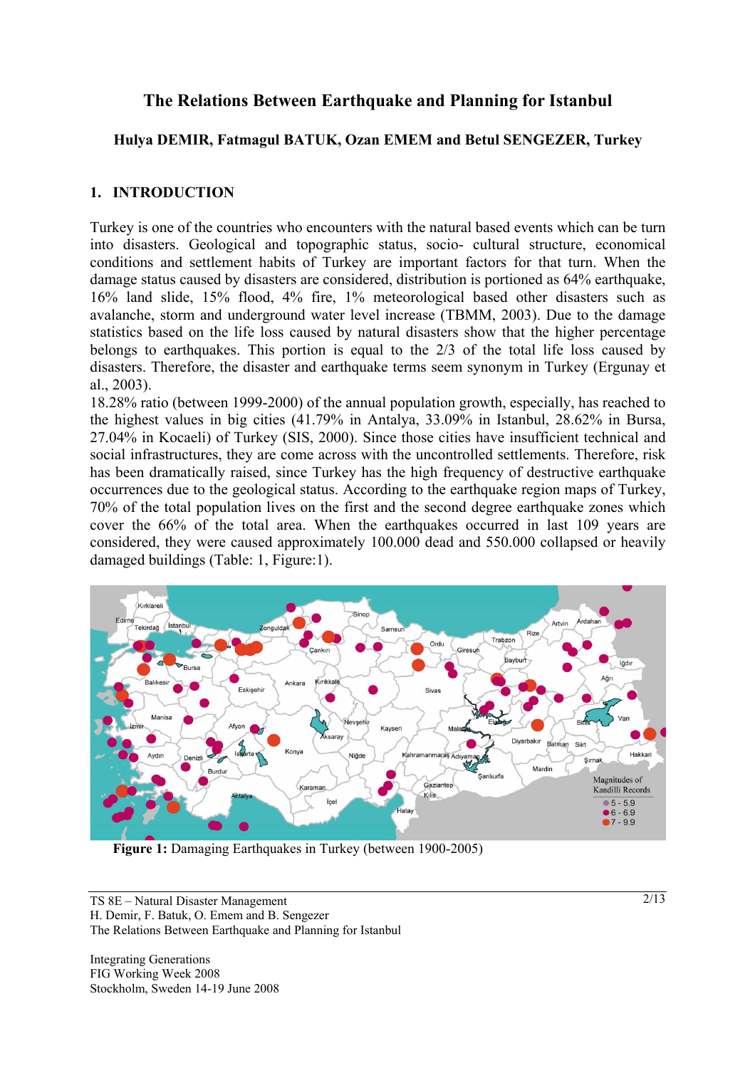# The Relations Between Earthquake and Planning for Istanbul

**Hulya DEMIR, Fatmagul BATUK, Ozan EMEM and Betul SENGEZER, Turkey**

## 1. INTRODUCTION

Turkey is one of the countries who encounters with the natural based events which can be turn into disasters. Geological and topographic status, socio- cultural structure, economical conditions and settlement habits of Turkey are important factors for that turn. When the damage status caused by disasters are considered, distribution is portioned as 64% earthquake, 16% land slide, 15% flood, 4% fire, 1% meteorological based other disasters such as avalanche, storm and underground water level increase (TBMM, 2003). Due to the damage statistics based on the life loss caused by natural disasters show that the higher percentage belongs to earthquakes. This portion is equal to the 2/3 of the total life loss caused by disasters. Therefore, the disaster and earthquake terms seem synonym in Turkey (Ergunay et al., 2003).

18.28% ratio (between 1999-2000) of the annual population growth, especially, has reached to the highest values in big cities (41.79% in Antalya, 33.09% in Istanbul, 28.62% in Bursa, 27.04% in Kocaeli) of Turkey (SIS, 2000). Since those cities have insufficient technical and social infrastructures, they are come across with the uncontrolled settlements. Therefore, risk has been dramatically raised, since Turkey has the high frequency of destructive earthquake occurrences due to the geological status. According to the earthquake region maps of Turkey, 70% of the total population lives on the first and the second degree earthquake zones which cover the 66% of the total area. When the earthquakes occurred in last 109 years are considered, they were caused approximately 100.000 dead and 550.000 collapsed or heavily damaged buildings (Table: 1, Figure:1).

**Figure 1:** Damaging Earthquakes in Turkey (between 1900-2005)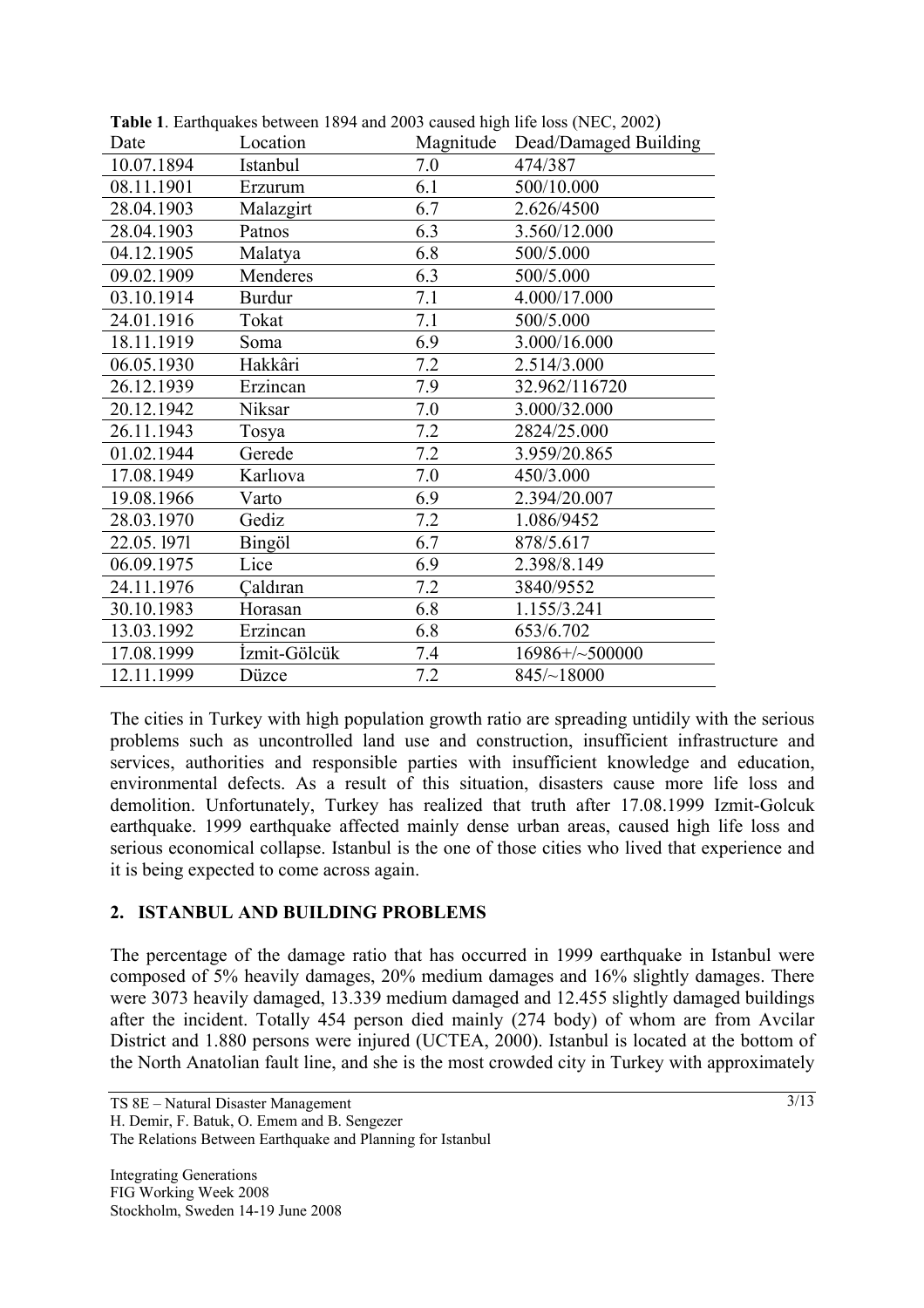**Table 1**. Earthquakes between 1894 and 2003 caused high life loss (NEC, 2002)

| Date | Location | Magnitude | Dead/Damaged Building |
|---|---|---|---|
| 10.07.1894 | Istanbul | 7.0 | 474/387 |
| 08.11.1901 | Erzurum | 6.1 | 500/10.000 |
| 28.04.1903 | Malazgirt | 6.7 | 2.626/4500 |
| 28.04.1903 | Patnos | 6.3 | 3.560/12.000 |
| 04.12.1905 | Malatya | 6.8 | 500/5.000 |
| 09.02.1909 | Menderes | 6.3 | 500/5.000 |
| 03.10.1914 | Burdur | 7.1 | 4.000/17.000 |
| 24.01.1916 | Tokat | 7.1 | 500/5.000 |
| 18.11.1919 | Soma | 6.9 | 3.000/16.000 |
| 06.05.1930 | Hakkâri | 7.2 | 2.514/3.000 |
| 26.12.1939 | Erzincan | 7.9 | 32.962/116720 |
| 20.12.1942 | Niksar | 7.0 | 3.000/32.000 |
| 26.11.1943 | Tosya | 7.2 | 2824/25.000 |
| 01.02.1944 | Gerede | 7.2 | 3.959/20.865 |
| 17.08.1949 | Karlıova | 7.0 | 450/3.000 |
| 19.08.1966 | Varto | 6.9 | 2.394/20.007 |
| 28.03.1970 | Gediz | 7.2 | 1.086/9452 |
| 22.05. l97l | Bingöl | 6.7 | 878/5.617 |
| 06.09.1975 | Lice | 6.9 | 2.398/8.149 |
| 24.11.1976 | Çaldıran | 7.2 | 3840/9552 |
| 30.10.1983 | Horasan | 6.8 | 1.155/3.241 |
| 13.03.1992 | Erzincan | 6.8 | 653/6.702 |
| 17.08.1999 | İzmit-Gölcük | 7.4 | 16986+/~500000 |
| 12.11.1999 | Düzce | 7.2 | 845/~18000 |

The cities in Turkey with high population growth ratio are spreading untidily with the serious problems such as uncontrolled land use and construction, insufficient infrastructure and services, authorities and responsible parties with insufficient knowledge and education, environmental defects. As a result of this situation, disasters cause more life loss and demolition. Unfortunately, Turkey has realized that truth after 17.08.1999 Izmit-Golcuk earthquake. 1999 earthquake affected mainly dense urban areas, caused high life loss and serious economical collapse. Istanbul is the one of those cities who lived that experience and it is being expected to come across again.

## 2. ISTANBUL AND BUILDING PROBLEMS

The percentage of the damage ratio that has occurred in 1999 earthquake in Istanbul were composed of 5% heavily damages, 20% medium damages and 16% slightly damages. There were 3073 heavily damaged, 13.339 medium damaged and 12.455 slightly damaged buildings after the incident. Totally 454 person died mainly (274 body) of whom are from Avcilar District and 1.880 persons were injured (UCTEA, 2000). Istanbul is located at the bottom of the North Anatolian fault line, and she is the most crowded city in Turkey with approximately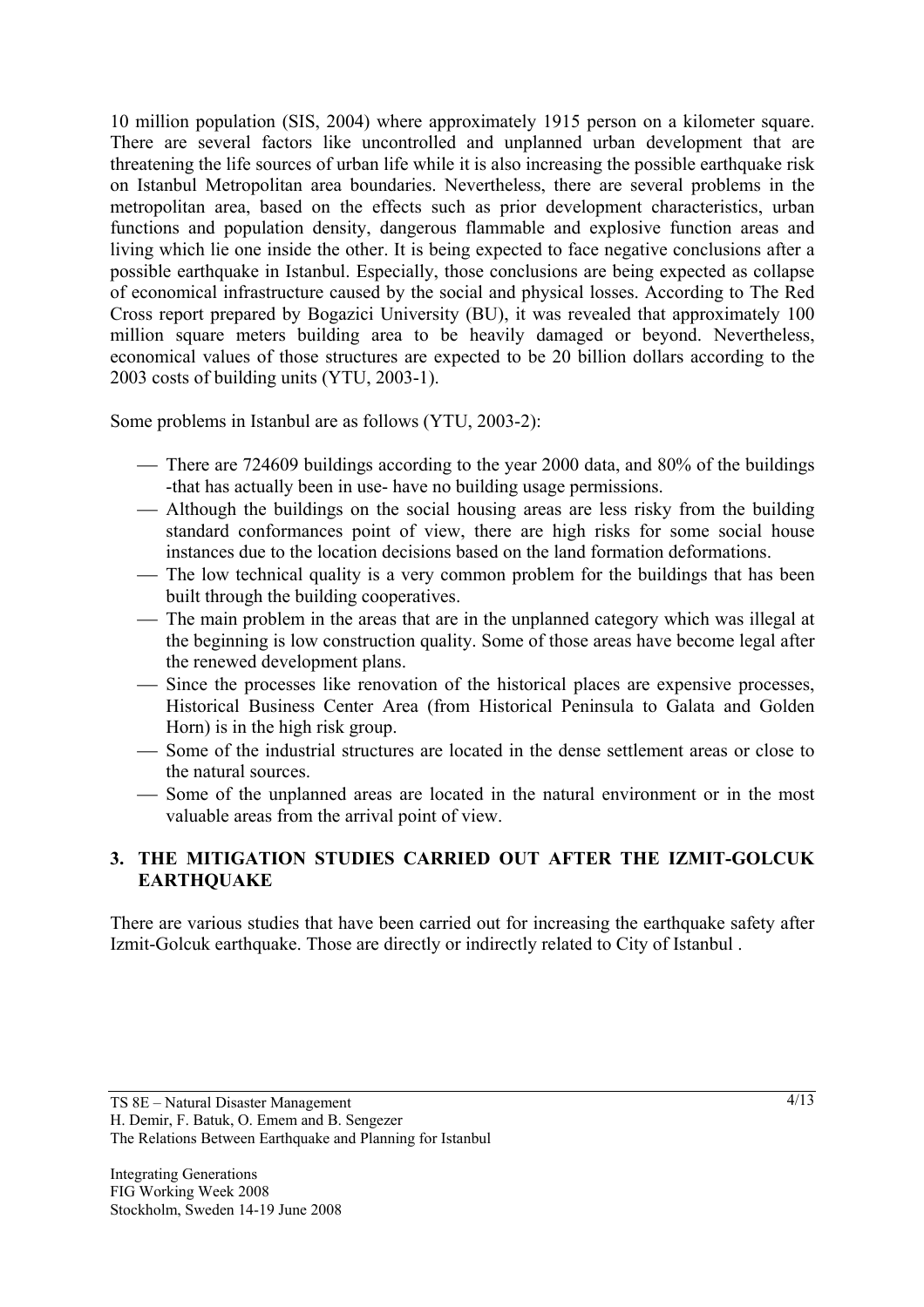10 million population (SIS, 2004) where approximately 1915 person on a kilometer square. There are several factors like uncontrolled and unplanned urban development that are threatening the life sources of urban life while it is also increasing the possible earthquake risk on Istanbul Metropolitan area boundaries. Nevertheless, there are several problems in the metropolitan area, based on the effects such as prior development characteristics, urban functions and population density, dangerous flammable and explosive function areas and living which lie one inside the other. It is being expected to face negative conclusions after a possible earthquake in Istanbul. Especially, those conclusions are being expected as collapse of economical infrastructure caused by the social and physical losses. According to The Red Cross report prepared by Bogazici University (BU), it was revealed that approximately 100 million square meters building area to be heavily damaged or beyond. Nevertheless, economical values of those structures are expected to be 20 billion dollars according to the 2003 costs of building units (YTU, 2003-1).

Some problems in Istanbul are as follows (YTU, 2003-2):

- There are 724609 buildings according to the year 2000 data, and 80% of the buildings -that has actually been in use- have no building usage permissions.
- Although the buildings on the social housing areas are less risky from the building standard conformances point of view, there are high risks for some social house instances due to the location decisions based on the land formation deformations.
- The low technical quality is a very common problem for the buildings that has been built through the building cooperatives.
- The main problem in the areas that are in the unplanned category which was illegal at the beginning is low construction quality. Some of those areas have become legal after the renewed development plans.
- Since the processes like renovation of the historical places are expensive processes, Historical Business Center Area (from Historical Peninsula to Galata and Golden Horn) is in the high risk group.
- Some of the industrial structures are located in the dense settlement areas or close to the natural sources.
- Some of the unplanned areas are located in the natural environment or in the most valuable areas from the arrival point of view.

## 3. THE MITIGATION STUDIES CARRIED OUT AFTER THE IZMIT-GOLCUK EARTHQUAKE

There are various studies that have been carried out for increasing the earthquake safety after Izmit-Golcuk earthquake. Those are directly or indirectly related to City of Istanbul .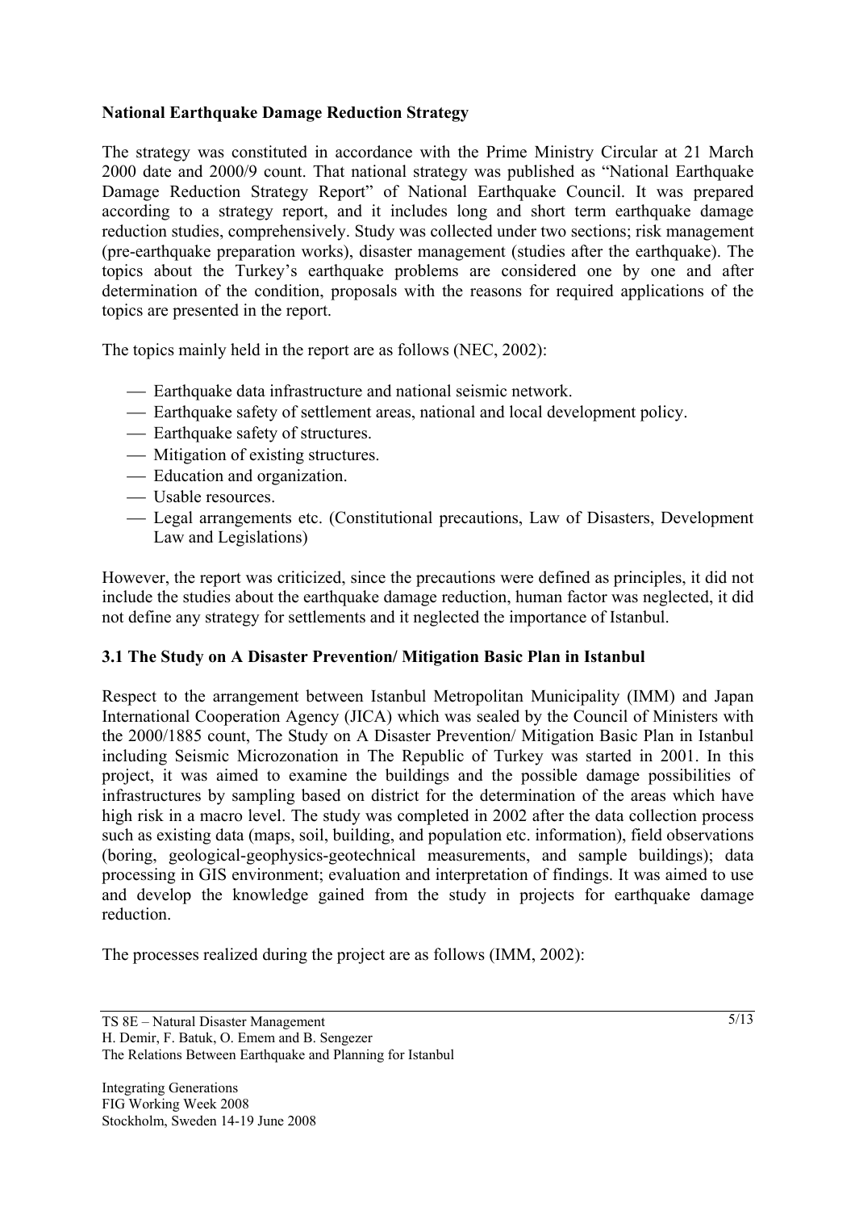**National Earthquake Damage Reduction Strategy**

The strategy was constituted in accordance with the Prime Ministry Circular at 21 March 2000 date and 2000/9 count. That national strategy was published as "National Earthquake Damage Reduction Strategy Report" of National Earthquake Council. It was prepared according to a strategy report, and it includes long and short term earthquake damage reduction studies, comprehensively. Study was collected under two sections; risk management (pre-earthquake preparation works), disaster management (studies after the earthquake). The topics about the Turkey's earthquake problems are considered one by one and after determination of the condition, proposals with the reasons for required applications of the topics are presented in the report.

The topics mainly held in the report are as follows (NEC, 2002):

- Earthquake data infrastructure and national seismic network.
- Earthquake safety of settlement areas, national and local development policy.
- Earthquake safety of structures.
- Mitigation of existing structures.
- Education and organization.
- Usable resources.
- Legal arrangements etc. (Constitutional precautions, Law of Disasters, Development Law and Legislations)

However, the report was criticized, since the precautions were defined as principles, it did not include the studies about the earthquake damage reduction, human factor was neglected, it did not define any strategy for settlements and it neglected the importance of Istanbul.

### 3.1 The Study on A Disaster Prevention/ Mitigation Basic Plan in Istanbul

Respect to the arrangement between Istanbul Metropolitan Municipality (IMM) and Japan International Cooperation Agency (JICA) which was sealed by the Council of Ministers with the 2000/1885 count, The Study on A Disaster Prevention/ Mitigation Basic Plan in Istanbul including Seismic Microzonation in The Republic of Turkey was started in 2001. In this project, it was aimed to examine the buildings and the possible damage possibilities of infrastructures by sampling based on district for the determination of the areas which have high risk in a macro level. The study was completed in 2002 after the data collection process such as existing data (maps, soil, building, and population etc. information), field observations (boring, geological-geophysics-geotechnical measurements, and sample buildings); data processing in GIS environment; evaluation and interpretation of findings. It was aimed to use and develop the knowledge gained from the study in projects for earthquake damage reduction.

The processes realized during the project are as follows (IMM, 2002):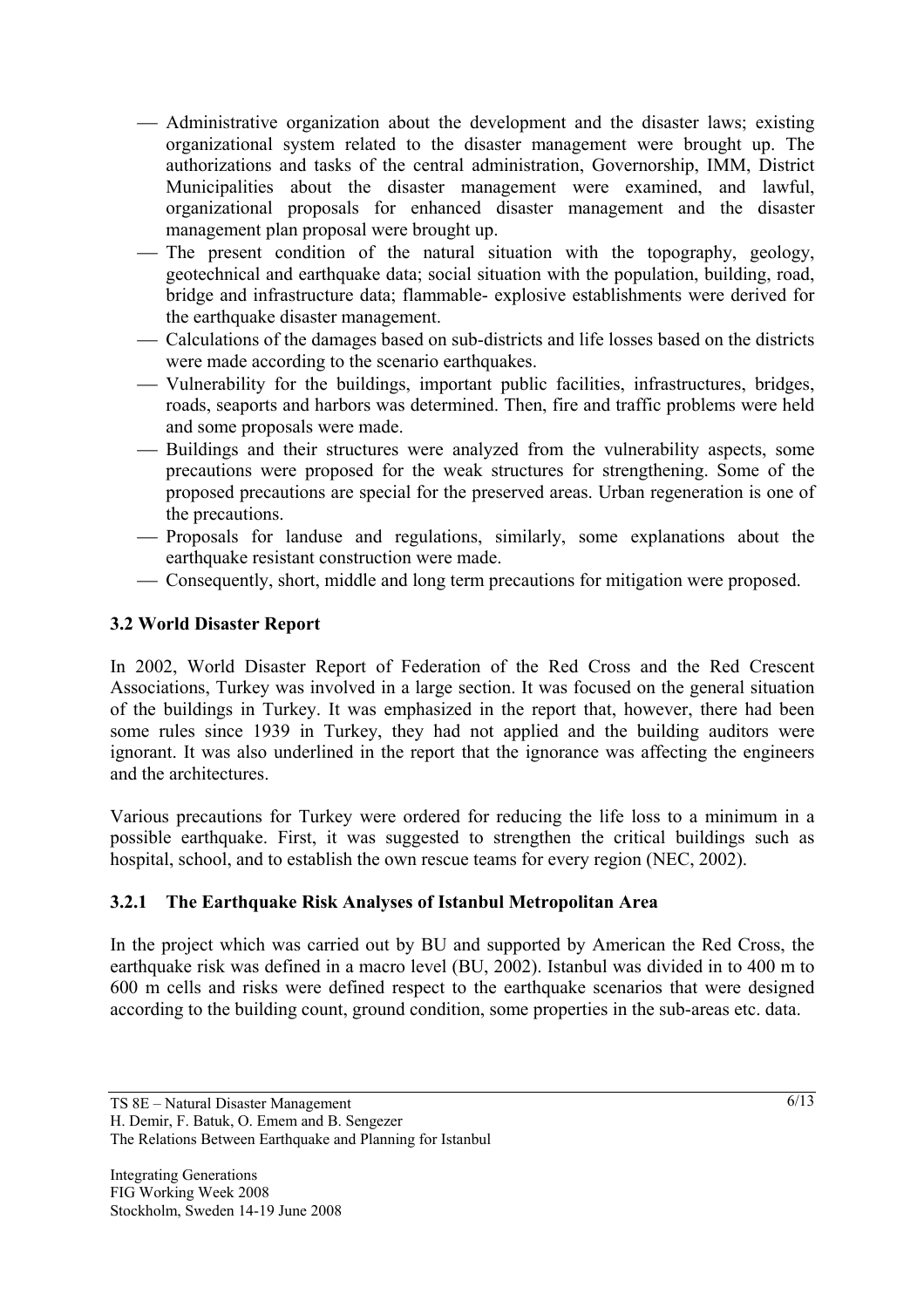- Administrative organization about the development and the disaster laws; existing organizational system related to the disaster management were brought up. The authorizations and tasks of the central administration, Governorship, IMM, District Municipalities about the disaster management were examined, and lawful, organizational proposals for enhanced disaster management and the disaster management plan proposal were brought up.
- The present condition of the natural situation with the topography, geology, geotechnical and earthquake data; social situation with the population, building, road, bridge and infrastructure data; flammable- explosive establishments were derived for the earthquake disaster management.
- Calculations of the damages based on sub-districts and life losses based on the districts were made according to the scenario earthquakes.
- Vulnerability for the buildings, important public facilities, infrastructures, bridges, roads, seaports and harbors was determined. Then, fire and traffic problems were held and some proposals were made.
- Buildings and their structures were analyzed from the vulnerability aspects, some precautions were proposed for the weak structures for strengthening. Some of the proposed precautions are special for the preserved areas. Urban regeneration is one of the precautions.
- Proposals for landuse and regulations, similarly, some explanations about the earthquake resistant construction were made.
- Consequently, short, middle and long term precautions for mitigation were proposed.

### 3.2 World Disaster Report

In 2002, World Disaster Report of Federation of the Red Cross and the Red Crescent Associations, Turkey was involved in a large section. It was focused on the general situation of the buildings in Turkey. It was emphasized in the report that, however, there had been some rules since 1939 in Turkey, they had not applied and the building auditors were ignorant. It was also underlined in the report that the ignorance was affecting the engineers and the architectures.

Various precautions for Turkey were ordered for reducing the life loss to a minimum in a possible earthquake. First, it was suggested to strengthen the critical buildings such as hospital, school, and to establish the own rescue teams for every region (NEC, 2002).

#### 3.2.1 The Earthquake Risk Analyses of Istanbul Metropolitan Area

In the project which was carried out by BU and supported by American the Red Cross, the earthquake risk was defined in a macro level (BU, 2002). Istanbul was divided in to 400 m to 600 m cells and risks were defined respect to the earthquake scenarios that were designed according to the building count, ground condition, some properties in the sub-areas etc. data.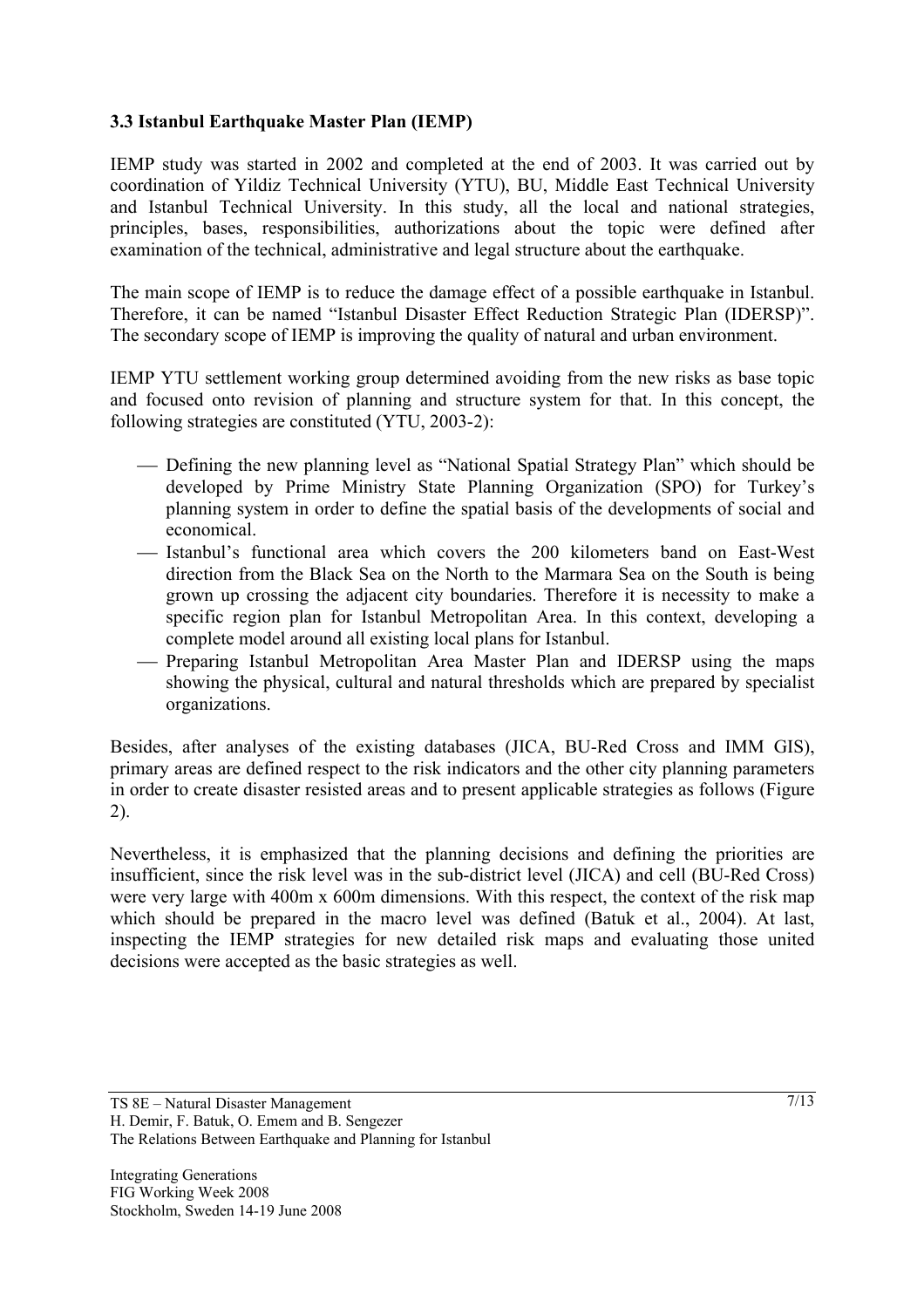### 3.3 Istanbul Earthquake Master Plan (IEMP)

IEMP study was started in 2002 and completed at the end of 2003. It was carried out by coordination of Yildiz Technical University (YTU), BU, Middle East Technical University and Istanbul Technical University. In this study, all the local and national strategies, principles, bases, responsibilities, authorizations about the topic were defined after examination of the technical, administrative and legal structure about the earthquake.

The main scope of IEMP is to reduce the damage effect of a possible earthquake in Istanbul. Therefore, it can be named "Istanbul Disaster Effect Reduction Strategic Plan (IDERSP)". The secondary scope of IEMP is improving the quality of natural and urban environment.

IEMP YTU settlement working group determined avoiding from the new risks as base topic and focused onto revision of planning and structure system for that. In this concept, the following strategies are constituted (YTU, 2003-2):

- Defining the new planning level as "National Spatial Strategy Plan" which should be developed by Prime Ministry State Planning Organization (SPO) for Turkey's planning system in order to define the spatial basis of the developments of social and economical.
- Istanbul's functional area which covers the 200 kilometers band on East-West direction from the Black Sea on the North to the Marmara Sea on the South is being grown up crossing the adjacent city boundaries. Therefore it is necessity to make a specific region plan for Istanbul Metropolitan Area. In this context, developing a complete model around all existing local plans for Istanbul.
- Preparing Istanbul Metropolitan Area Master Plan and IDERSP using the maps showing the physical, cultural and natural thresholds which are prepared by specialist organizations.

Besides, after analyses of the existing databases (JICA, BU-Red Cross and IMM GIS), primary areas are defined respect to the risk indicators and the other city planning parameters in order to create disaster resisted areas and to present applicable strategies as follows (Figure 2).

Nevertheless, it is emphasized that the planning decisions and defining the priorities are insufficient, since the risk level was in the sub-district level (JICA) and cell (BU-Red Cross) were very large with 400m x 600m dimensions. With this respect, the context of the risk map which should be prepared in the macro level was defined (Batuk et al., 2004). At last, inspecting the IEMP strategies for new detailed risk maps and evaluating those united decisions were accepted as the basic strategies as well.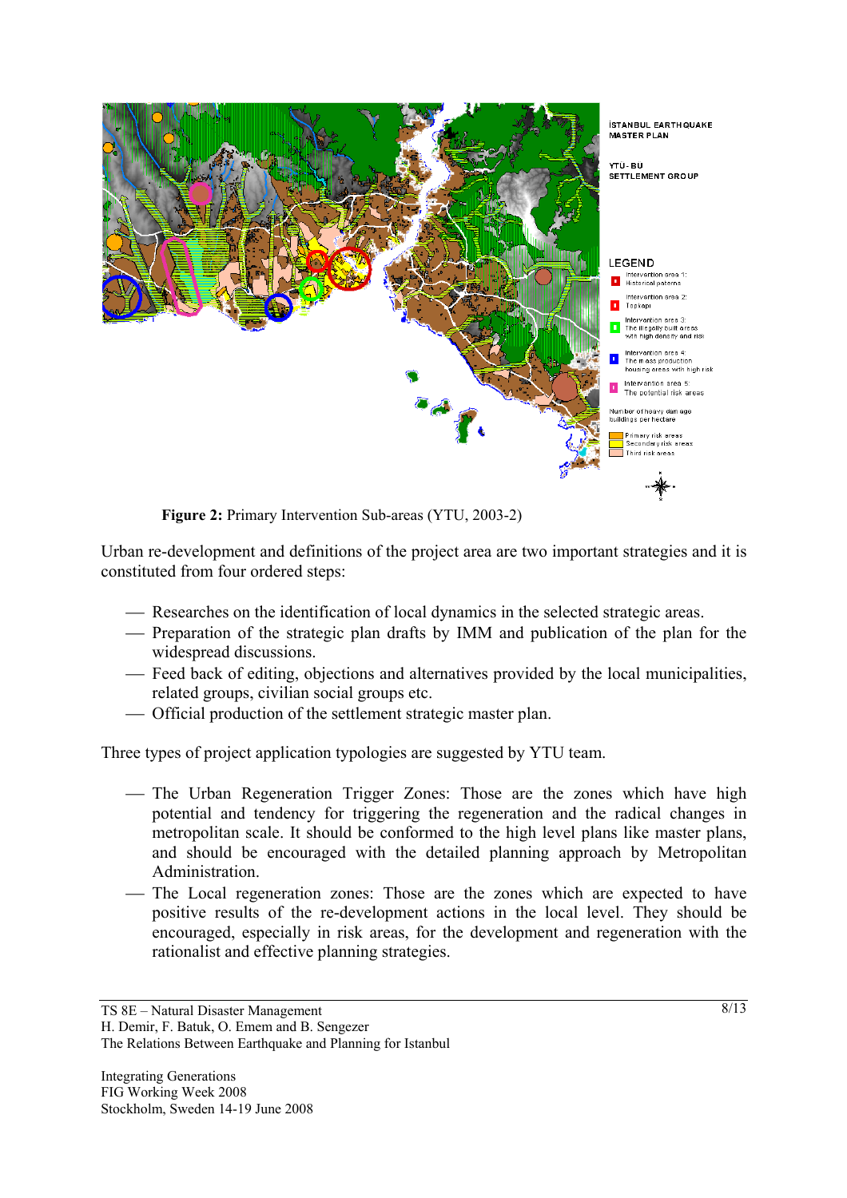**Figure 2:** Primary Intervention Sub-areas (YTU, 2003-2)

Urban re-development and definitions of the project area are two important strategies and it is constituted from four ordered steps:

- Researches on the identification of local dynamics in the selected strategic areas.
- Preparation of the strategic plan drafts by IMM and publication of the plan for the widespread discussions.
- Feed back of editing, objections and alternatives provided by the local municipalities, related groups, civilian social groups etc.
- Official production of the settlement strategic master plan.

Three types of project application typologies are suggested by YTU team.

- The Urban Regeneration Trigger Zones: Those are the zones which have high potential and tendency for triggering the regeneration and the radical changes in metropolitan scale. It should be conformed to the high level plans like master plans, and should be encouraged with the detailed planning approach by Metropolitan Administration.
- The Local regeneration zones: Those are the zones which are expected to have positive results of the re-development actions in the local level. They should be encouraged, especially in risk areas, for the development and regeneration with the rationalist and effective planning strategies.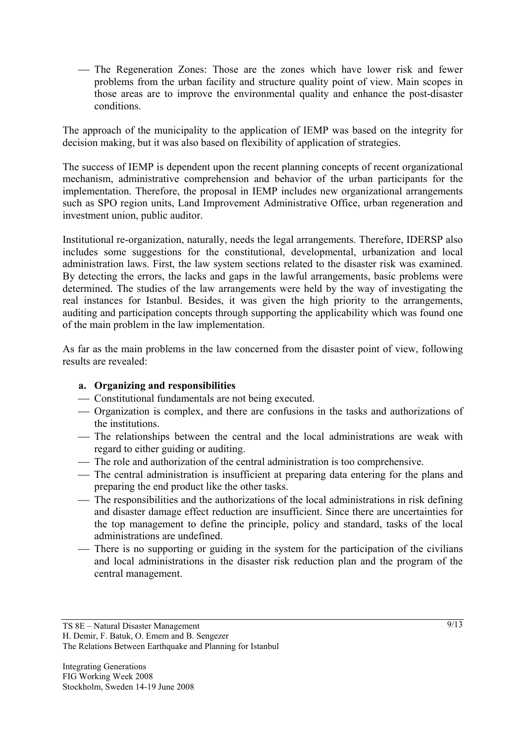- The Regeneration Zones: Those are the zones which have lower risk and fewer problems from the urban facility and structure quality point of view. Main scopes in those areas are to improve the environmental quality and enhance the post-disaster conditions.

The approach of the municipality to the application of IEMP was based on the integrity for decision making, but it was also based on flexibility of application of strategies.

The success of IEMP is dependent upon the recent planning concepts of recent organizational mechanism, administrative comprehension and behavior of the urban participants for the implementation. Therefore, the proposal in IEMP includes new organizational arrangements such as SPO region units, Land Improvement Administrative Office, urban regeneration and investment union, public auditor.

Institutional re-organization, naturally, needs the legal arrangements. Therefore, IDERSP also includes some suggestions for the constitutional, developmental, urbanization and local administration laws. First, the law system sections related to the disaster risk was examined. By detecting the errors, the lacks and gaps in the lawful arrangements, basic problems were determined. The studies of the law arrangements were held by the way of investigating the real instances for Istanbul. Besides, it was given the high priority to the arrangements, auditing and participation concepts through supporting the applicability which was found one of the main problem in the law implementation.

As far as the main problems in the law concerned from the disaster point of view, following results are revealed:

**a. Organizing and responsibilities**

- Constitutional fundamentals are not being executed.
- Organization is complex, and there are confusions in the tasks and authorizations of the institutions.
- The relationships between the central and the local administrations are weak with regard to either guiding or auditing.
- The role and authorization of the central administration is too comprehensive.
- The central administration is insufficient at preparing data entering for the plans and preparing the end product like the other tasks.
- The responsibilities and the authorizations of the local administrations in risk defining and disaster damage effect reduction are insufficient. Since there are uncertainties for the top management to define the principle, policy and standard, tasks of the local administrations are undefined.
- There is no supporting or guiding in the system for the participation of the civilians and local administrations in the disaster risk reduction plan and the program of the central management.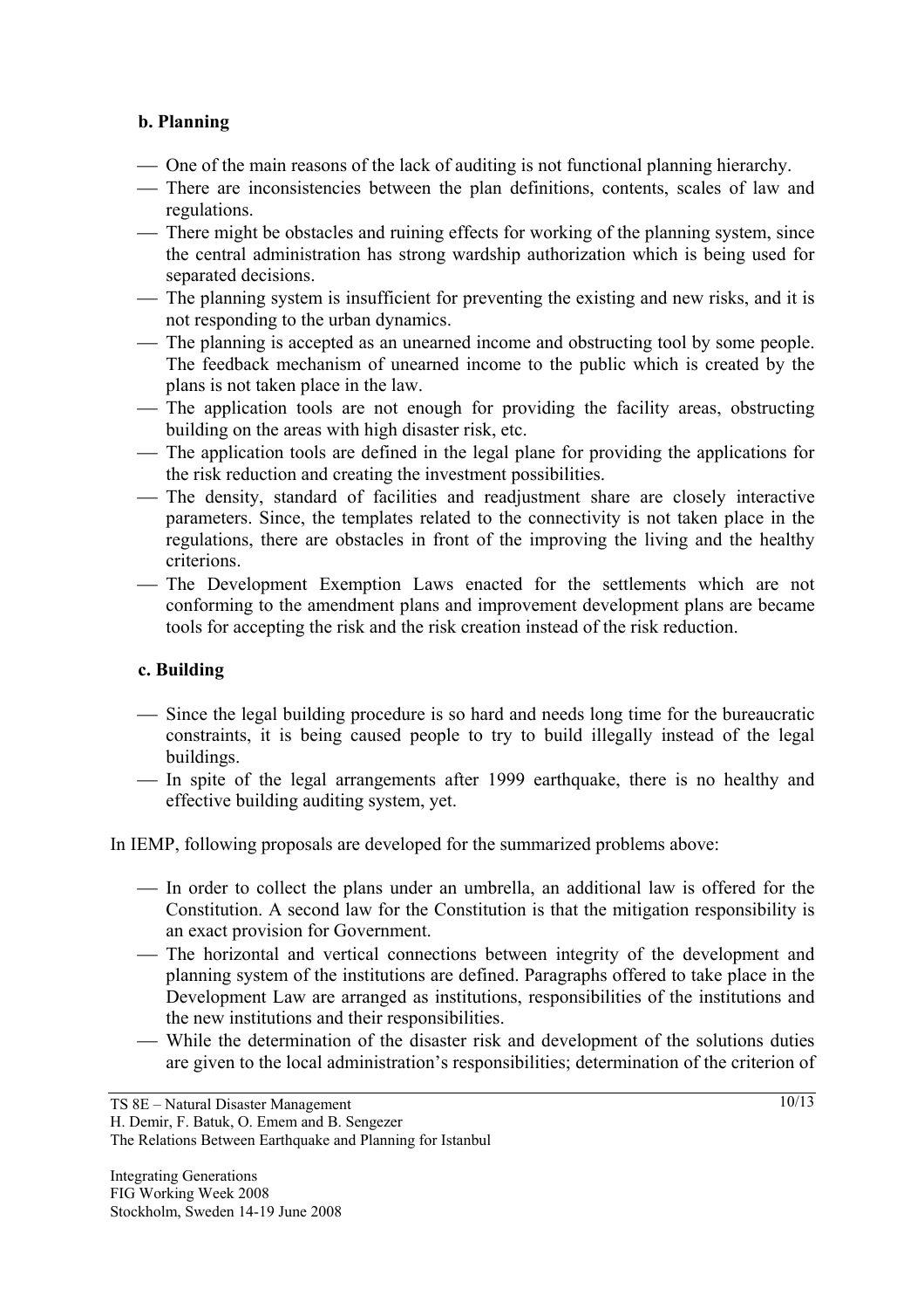**b. Planning**

- One of the main reasons of the lack of auditing is not functional planning hierarchy.
- There are inconsistencies between the plan definitions, contents, scales of law and regulations.
- There might be obstacles and ruining effects for working of the planning system, since the central administration has strong wardship authorization which is being used for separated decisions.
- The planning system is insufficient for preventing the existing and new risks, and it is not responding to the urban dynamics.
- The planning is accepted as an unearned income and obstructing tool by some people. The feedback mechanism of unearned income to the public which is created by the plans is not taken place in the law.
- The application tools are not enough for providing the facility areas, obstructing building on the areas with high disaster risk, etc.
- The application tools are defined in the legal plane for providing the applications for the risk reduction and creating the investment possibilities.
- The density, standard of facilities and readjustment share are closely interactive parameters. Since, the templates related to the connectivity is not taken place in the regulations, there are obstacles in front of the improving the living and the healthy criterions.
- The Development Exemption Laws enacted for the settlements which are not conforming to the amendment plans and improvement development plans are became tools for accepting the risk and the risk creation instead of the risk reduction.

**c. Building**

- Since the legal building procedure is so hard and needs long time for the bureaucratic constraints, it is being caused people to try to build illegally instead of the legal buildings.
- In spite of the legal arrangements after 1999 earthquake, there is no healthy and effective building auditing system, yet.

In IEMP, following proposals are developed for the summarized problems above:

- In order to collect the plans under an umbrella, an additional law is offered for the Constitution. A second law for the Constitution is that the mitigation responsibility is an exact provision for Government.
- The horizontal and vertical connections between integrity of the development and planning system of the institutions are defined. Paragraphs offered to take place in the Development Law are arranged as institutions, responsibilities of the institutions and the new institutions and their responsibilities.
- While the determination of the disaster risk and development of the solutions duties are given to the local administration's responsibilities; determination of the criterion of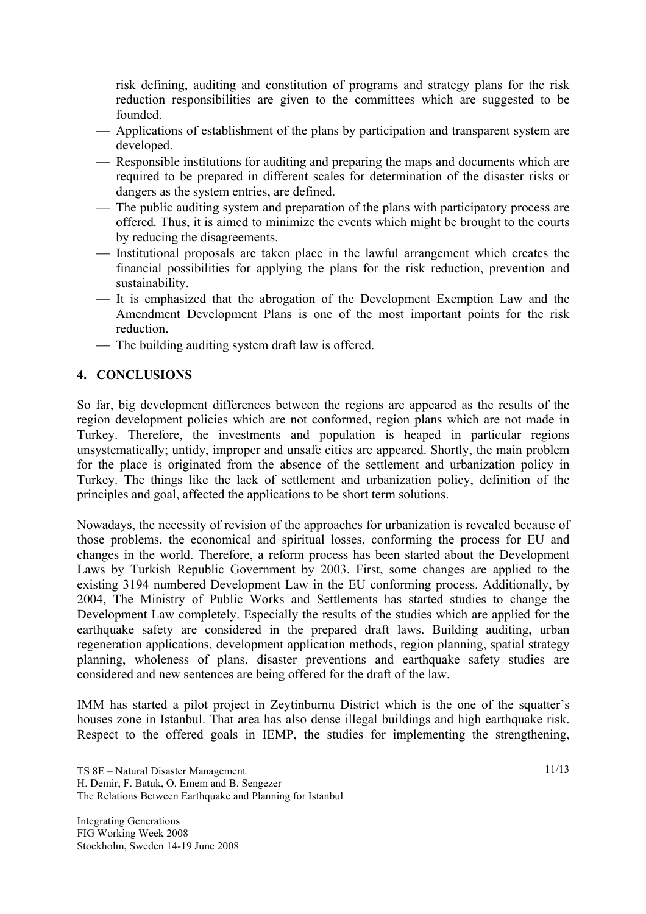risk defining, auditing and constitution of programs and strategy plans for the risk reduction responsibilities are given to the committees which are suggested to be founded.

- Applications of establishment of the plans by participation and transparent system are developed.
- Responsible institutions for auditing and preparing the maps and documents which are required to be prepared in different scales for determination of the disaster risks or dangers as the system entries, are defined.
- The public auditing system and preparation of the plans with participatory process are offered. Thus, it is aimed to minimize the events which might be brought to the courts by reducing the disagreements.
- Institutional proposals are taken place in the lawful arrangement which creates the financial possibilities for applying the plans for the risk reduction, prevention and sustainability.
- It is emphasized that the abrogation of the Development Exemption Law and the Amendment Development Plans is one of the most important points for the risk reduction.
- The building auditing system draft law is offered.

## 4. CONCLUSIONS

So far, big development differences between the regions are appeared as the results of the region development policies which are not conformed, region plans which are not made in Turkey. Therefore, the investments and population is heaped in particular regions unsystematically; untidy, improper and unsafe cities are appeared. Shortly, the main problem for the place is originated from the absence of the settlement and urbanization policy in Turkey. The things like the lack of settlement and urbanization policy, definition of the principles and goal, affected the applications to be short term solutions.

Nowadays, the necessity of revision of the approaches for urbanization is revealed because of those problems, the economical and spiritual losses, conforming the process for EU and changes in the world. Therefore, a reform process has been started about the Development Laws by Turkish Republic Government by 2003. First, some changes are applied to the existing 3194 numbered Development Law in the EU conforming process. Additionally, by 2004, The Ministry of Public Works and Settlements has started studies to change the Development Law completely. Especially the results of the studies which are applied for the earthquake safety are considered in the prepared draft laws. Building auditing, urban regeneration applications, development application methods, region planning, spatial strategy planning, wholeness of plans, disaster preventions and earthquake safety studies are considered and new sentences are being offered for the draft of the law.

IMM has started a pilot project in Zeytinburnu District which is the one of the squatter's houses zone in Istanbul. That area has also dense illegal buildings and high earthquake risk. Respect to the offered goals in IEMP, the studies for implementing the strengthening,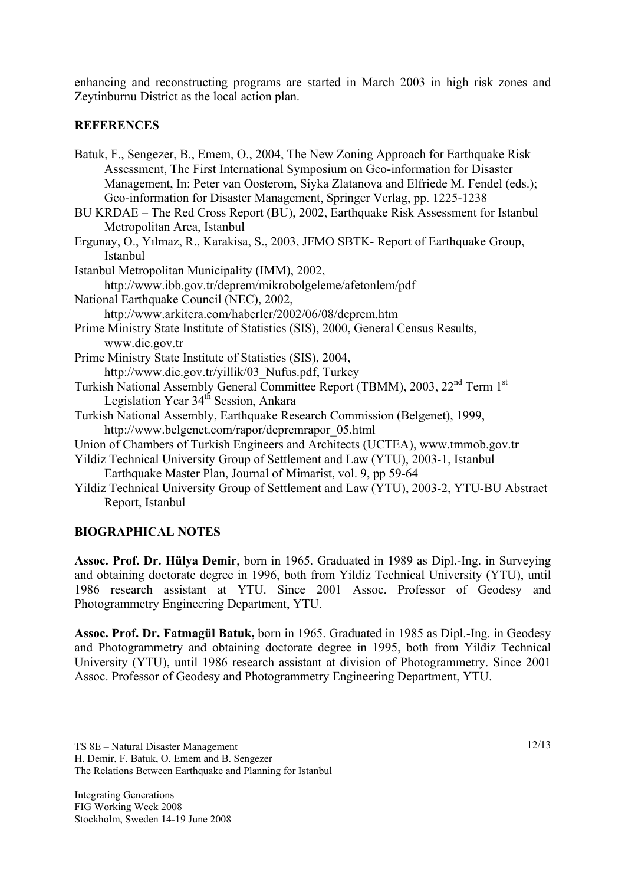enhancing and reconstructing programs are started in March 2003 in high risk zones and Zeytinburnu District as the local action plan.

## REFERENCES

Batuk, F., Sengezer, B., Emem, O., 2004, The New Zoning Approach for Earthquake Risk Assessment, The First International Symposium on Geo-information for Disaster Management, In: Peter van Oosterom, Siyka Zlatanova and Elfriede M. Fendel (eds.); Geo-information for Disaster Management, Springer Verlag, pp. 1225-1238

BU KRDAE – The Red Cross Report (BU), 2002, Earthquake Risk Assessment for Istanbul Metropolitan Area, Istanbul

Ergunay, O., Yılmaz, R., Karakisa, S., 2003, JFMO SBTK- Report of Earthquake Group, Istanbul

Istanbul Metropolitan Municipality (IMM), 2002, http://www.ibb.gov.tr/deprem/mikrobolgeleme/afetonlem/pdf

National Earthquake Council (NEC), 2002, http://www.arkitera.com/haberler/2002/06/08/deprem.htm

Prime Ministry State Institute of Statistics (SIS), 2000, General Census Results, www.die.gov.tr

Prime Ministry State Institute of Statistics (SIS), 2004, http://www.die.gov.tr/yillik/03_Nufus.pdf, Turkey

Turkish National Assembly General Committee Report (TBMM), 2003, 22nd Term 1st Legislation Year 34th Session, Ankara

Turkish National Assembly, Earthquake Research Commission (Belgenet), 1999, http://www.belgenet.com/rapor/depremrapor_05.html

Union of Chambers of Turkish Engineers and Architects (UCTEA), www.tmmob.gov.tr

Yildiz Technical University Group of Settlement and Law (YTU), 2003-1, Istanbul Earthquake Master Plan, Journal of Mimarist, vol. 9, pp 59-64

Yildiz Technical University Group of Settlement and Law (YTU), 2003-2, YTU-BU Abstract Report, Istanbul

## BIOGRAPHICAL NOTES

**Assoc. Prof. Dr. Hülya Demir**, born in 1965. Graduated in 1989 as Dipl.-Ing. in Surveying and obtaining doctorate degree in 1996, both from Yildiz Technical University (YTU), until 1986 research assistant at YTU. Since 2001 Assoc. Professor of Geodesy and Photogrammetry Engineering Department, YTU.

**Assoc. Prof. Dr. Fatmagül Batuk,** born in 1965. Graduated in 1985 as Dipl.-Ing. in Geodesy and Photogrammetry and obtaining doctorate degree in 1995, both from Yildiz Technical University (YTU), until 1986 research assistant at division of Photogrammetry. Since 2001 Assoc. Professor of Geodesy and Photogrammetry Engineering Department, YTU.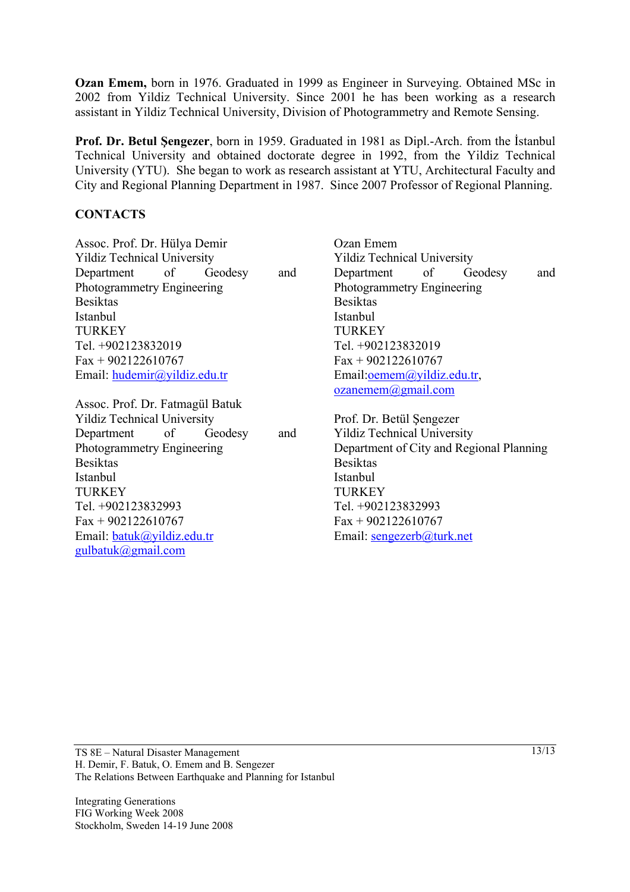**Ozan Emem,** born in 1976. Graduated in 1999 as Engineer in Surveying. Obtained MSc in 2002 from Yildiz Technical University. Since 2001 he has been working as a research assistant in Yildiz Technical University, Division of Photogrammetry and Remote Sensing.

**Prof. Dr. Betul Şengezer**, born in 1959. Graduated in 1981 as Dipl.-Arch. from the İstanbul Technical University and obtained doctorate degree in 1992, from the Yildiz Technical University (YTU). She began to work as research assistant at YTU, Architectural Faculty and City and Regional Planning Department in 1987. Since 2007 Professor of Regional Planning.

## CONTACTS

Assoc. Prof. Dr. Hülya Demir
Yildiz Technical University
Department of Geodesy and Photogrammetry Engineering
Besiktas
Istanbul
TURKEY
Tel. +902123832019
Fax + 902122610767
Email: hudemir@yildiz.edu.tr

Assoc. Prof. Dr. Fatmagül Batuk
Yildiz Technical University
Department of Geodesy and Photogrammetry Engineering
Besiktas
Istanbul
TURKEY
Tel. +902123832993
Fax + 902122610767
Email: batuk@yildiz.edu.tr
gulbatuk@gmail.com

Ozan Emem
Yildiz Technical University
Department of Geodesy and Photogrammetry Engineering
Besiktas
Istanbul
TURKEY
Tel. +902123832019
Fax + 902122610767
Email:oemem@yildiz.edu.tr, ozanemem@gmail.com

Prof. Dr. Betül Şengezer
Yildiz Technical University
Department of City and Regional Planning
Besiktas
Istanbul
TURKEY
Tel. +902123832993
Fax + 902122610767
Email: sengezerb@turk.net